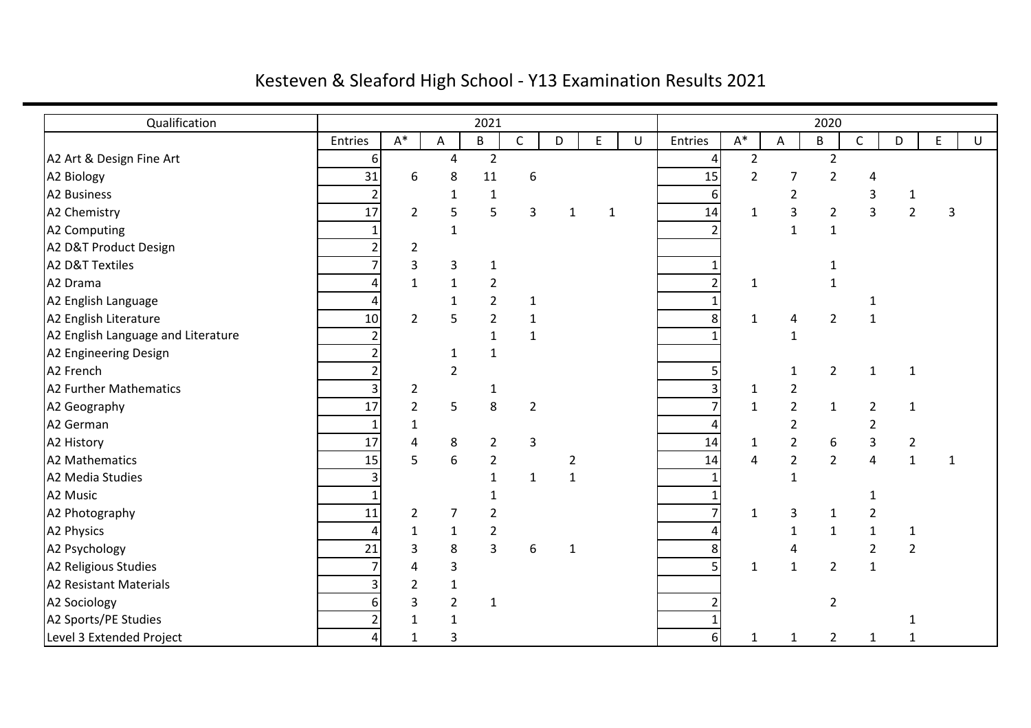# Kesteven & Sleaford High School - Y13 Examination Results 2021

| Qualification | 2021 | | | | | | | | 2020 | | | | | | | |
|---|---|---|---|---|---|---|---|---|---|---|---|---|---|---|---|---|
| | Entries | A* | A | B | C | D | E | U | Entries | A* | A | B | C | D | E | U |
| A2 Art & Design Fine Art | 6 | | 4 | 2 | | | | | 4 | 2 | | 2 | | | | |
| A2 Biology | 31 | 6 | 8 | 11 | 6 | | | | 15 | 2 | 7 | 2 | 4 | | | |
| A2 Business | 2 | | 1 | 1 | | | | | 6 | | 2 | | 3 | 1 | | |
| A2 Chemistry | 17 | 2 | 5 | 5 | 3 | 1 | 1 | | 14 | 1 | 3 | 2 | 3 | 2 | 3 | |
| A2 Computing | 1 | | 1 | | | | | | 2 | | 1 | 1 | | | | |
| A2 D&T Product Design | 2 | 2 | | | | | | | | | | | | | | |
| A2 D&T Textiles | 7 | 3 | 3 | 1 | | | | | 1 | | | 1 | | | | |
| A2 Drama | 4 | 1 | 1 | 2 | | | | | 2 | 1 | | 1 | | | | |
| A2 English Language | 4 | | 1 | 2 | 1 | | | | 1 | | | | 1 | | | |
| A2 English Literature | 10 | 2 | 5 | 2 | 1 | | | | 8 | 1 | 4 | 2 | 1 | | | |
| A2 English Language and Literature | 2 | | | 1 | 1 | | | | 1 | | 1 | | | | | |
| A2 Engineering Design | 2 | | 1 | 1 | | | | | | | | | | | | |
| A2 French | 2 | | 2 | | | | | | 5 | | 1 | 2 | 1 | 1 | | |
| A2 Further Mathematics | 3 | 2 | | 1 | | | | | 3 | 1 | 2 | | | | | |
| A2 Geography | 17 | 2 | 5 | 8 | 2 | | | | 7 | 1 | 2 | 1 | 2 | 1 | | |
| A2 German | 1 | 1 | | | | | | | 4 | | 2 | | 2 | | | |
| A2 History | 17 | 4 | 8 | 2 | 3 | | | | 14 | 1 | 2 | 6 | 3 | 2 | | |
| A2 Mathematics | 15 | 5 | 6 | 2 | | 2 | | | 14 | 4 | 2 | 2 | 4 | 1 | 1 | |
| A2 Media Studies | 3 | | | 1 | 1 | 1 | | | 1 | | 1 | | | | | |
| A2 Music | 1 | | | 1 | | | | | 1 | | | | 1 | | | |
| A2 Photography | 11 | 2 | 7 | 2 | | | | | 7 | 1 | 3 | 1 | 2 | | | |
| A2 Physics | 4 | 1 | 1 | 2 | | | | | 4 | | 1 | 1 | 1 | 1 | | |
| A2 Psychology | 21 | 3 | 8 | 3 | 6 | 1 | | | 8 | | 4 | | 2 | 2 | | |
| A2 Religious Studies | 7 | 4 | 3 | | | | | | 5 | 1 | 1 | 2 | 1 | | | |
| A2 Resistant Materials | 3 | 2 | 1 | | | | | | | | | | | | | |
| A2 Sociology | 6 | 3 | 2 | 1 | | | | | 2 | | | 2 | | | | |
| A2 Sports/PE Studies | 2 | 1 | 1 | | | | | | 1 | | | | | 1 | | |
| Level 3 Extended Project | 4 | 1 | 3 | | | | | | 6 | 1 | 1 | 2 | 1 | 1 | | |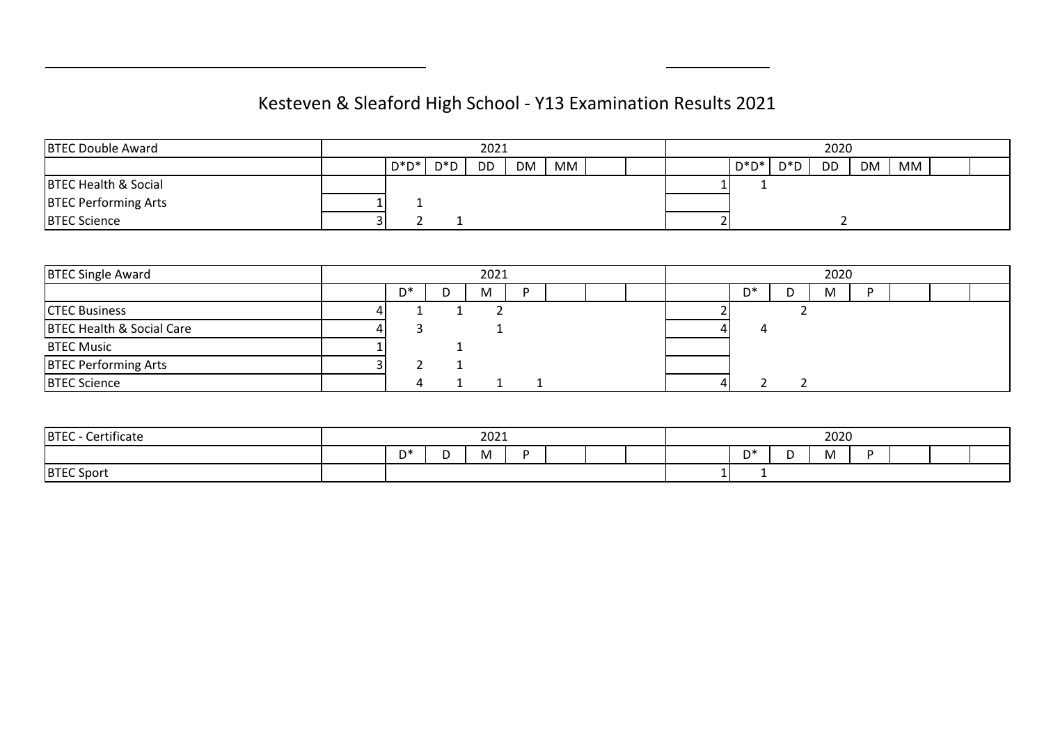# Kesteven & Sleaford High School - Y13 Examination Results 2021

| BTEC Double Award | 2021 | | | | | | | | 2020 | | | | | | | |
|---|---|---|---|---|---|---|---|---|---|---|---|---|---|---|---|---|
| | | D*D* | D*D | DD | DM | MM | | | | D*D* | D*D | DD | DM | MM | | |
| BTEC Health & Social | | | | | | | | | 1 | 1 | | | | | | |
| BTEC Performing Arts | 1 | 1 | | | | | | | | | | | | | | |
| BTEC Science | 3 | 2 | 1 | | | | | | 2 | | | 2 | | | | |

| BTEC Single Award | 2021 | | | | | | | | 2020 | | | | | | | |
|---|---|---|---|---|---|---|---|---|---|---|---|---|---|---|---|---|
| | | D* | D | M | P | | | | | D* | D | M | P | | | |
| CTEC Business | 4 | 1 | 1 | 2 | | | | | 2 | | 2 | | | | | |
| BTEC Health & Social Care | 4 | 3 | | 1 | | | | | 4 | 4 | | | | | | |
| BTEC Music | 1 | | 1 | | | | | | | | | | | | | |
| BTEC Performing Arts | 3 | 2 | 1 | | | | | | | | | | | | | |
| BTEC Science | | 4 | 1 | 1 | 1 | | | | 4 | 2 | 2 | | | | | |

| BTEC - Certificate | 2021 | | | | | | | | 2020 | | | | | | | |
|---|---|---|---|---|---|---|---|---|---|---|---|---|---|---|---|---|
| | | D* | D | M | P | | | | | D* | D | M | P | | | |
| BTEC Sport | | | | | | | | | 1 | 1 | | | | | | |